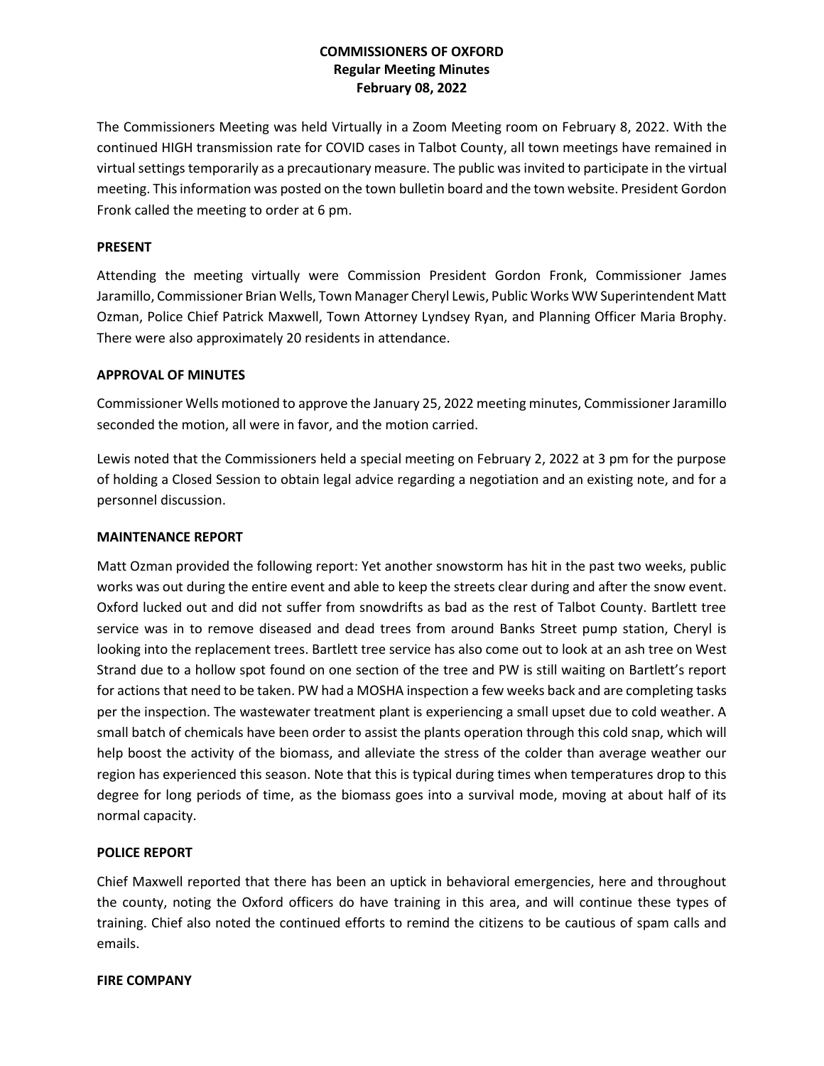# COMMISSIONERS OF OXFORD

## Regular Meeting Minutes

## February 08, 2022

The Commissioners Meeting was held Virtually in a Zoom Meeting room on February 8, 2022. With the continued HIGH transmission rate for COVID cases in Talbot County, all town meetings have remained in virtual settings temporarily as a precautionary measure. The public was invited to participate in the virtual meeting. This information was posted on the town bulletin board and the town website. President Gordon Fronk called the meeting to order at 6 pm.

### PRESENT

Attending the meeting virtually were Commission President Gordon Fronk, Commissioner James Jaramillo, Commissioner Brian Wells, Town Manager Cheryl Lewis, Public Works WW Superintendent Matt Ozman, Police Chief Patrick Maxwell, Town Attorney Lyndsey Ryan, and Planning Officer Maria Brophy. There were also approximately 20 residents in attendance.

### APPROVAL OF MINUTES

Commissioner Wells motioned to approve the January 25, 2022 meeting minutes, Commissioner Jaramillo seconded the motion, all were in favor, and the motion carried.

Lewis noted that the Commissioners held a special meeting on February 2, 2022 at 3 pm for the purpose of holding a Closed Session to obtain legal advice regarding a negotiation and an existing note, and for a personnel discussion.

### MAINTENANCE REPORT

Matt Ozman provided the following report: Yet another snowstorm has hit in the past two weeks, public works was out during the entire event and able to keep the streets clear during and after the snow event. Oxford lucked out and did not suffer from snowdrifts as bad as the rest of Talbot County. Bartlett tree service was in to remove diseased and dead trees from around Banks Street pump station, Cheryl is looking into the replacement trees. Bartlett tree service has also come out to look at an ash tree on West Strand due to a hollow spot found on one section of the tree and PW is still waiting on Bartlett's report for actions that need to be taken. PW had a MOSHA inspection a few weeks back and are completing tasks per the inspection. The wastewater treatment plant is experiencing a small upset due to cold weather. A small batch of chemicals have been order to assist the plants operation through this cold snap, which will help boost the activity of the biomass, and alleviate the stress of the colder than average weather our region has experienced this season. Note that this is typical during times when temperatures drop to this degree for long periods of time, as the biomass goes into a survival mode, moving at about half of its normal capacity.

### POLICE REPORT

Chief Maxwell reported that there has been an uptick in behavioral emergencies, here and throughout the county, noting the Oxford officers do have training in this area, and will continue these types of training. Chief also noted the continued efforts to remind the citizens to be cautious of spam calls and emails.

### FIRE COMPANY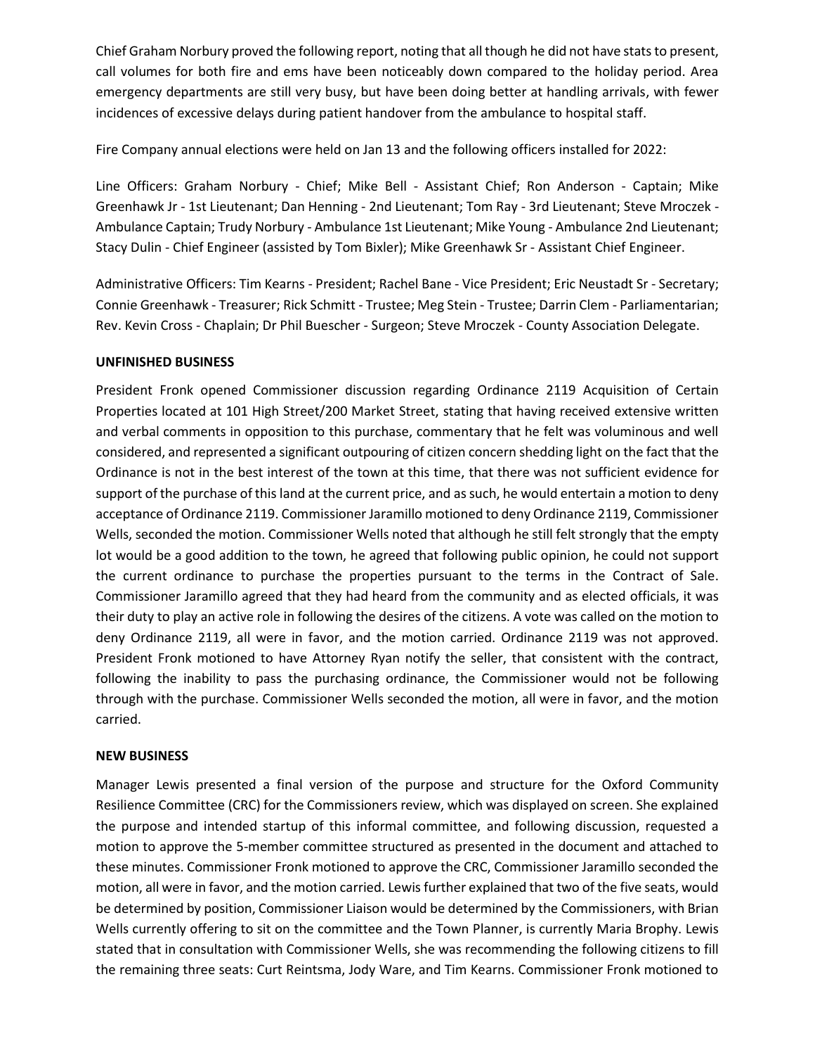Chief Graham Norbury proved the following report, noting that all though he did not have stats to present, call volumes for both fire and ems have been noticeably down compared to the holiday period. Area emergency departments are still very busy, but have been doing better at handling arrivals, with fewer incidences of excessive delays during patient handover from the ambulance to hospital staff.

Fire Company annual elections were held on Jan 13 and the following officers installed for 2022:

Line Officers: Graham Norbury - Chief; Mike Bell - Assistant Chief; Ron Anderson - Captain; Mike Greenhawk Jr - 1st Lieutenant; Dan Henning - 2nd Lieutenant; Tom Ray - 3rd Lieutenant; Steve Mroczek - Ambulance Captain; Trudy Norbury - Ambulance 1st Lieutenant; Mike Young - Ambulance 2nd Lieutenant; Stacy Dulin - Chief Engineer (assisted by Tom Bixler); Mike Greenhawk Sr - Assistant Chief Engineer.

Administrative Officers: Tim Kearns - President; Rachel Bane - Vice President; Eric Neustadt Sr - Secretary; Connie Greenhawk - Treasurer; Rick Schmitt - Trustee; Meg Stein - Trustee; Darrin Clem - Parliamentarian; Rev. Kevin Cross - Chaplain; Dr Phil Buescher - Surgeon; Steve Mroczek - County Association Delegate.

**UNFINISHED BUSINESS**

President Fronk opened Commissioner discussion regarding Ordinance 2119 Acquisition of Certain Properties located at 101 High Street/200 Market Street, stating that having received extensive written and verbal comments in opposition to this purchase, commentary that he felt was voluminous and well considered, and represented a significant outpouring of citizen concern shedding light on the fact that the Ordinance is not in the best interest of the town at this time, that there was not sufficient evidence for support of the purchase of this land at the current price, and as such, he would entertain a motion to deny acceptance of Ordinance 2119. Commissioner Jaramillo motioned to deny Ordinance 2119, Commissioner Wells, seconded the motion. Commissioner Wells noted that although he still felt strongly that the empty lot would be a good addition to the town, he agreed that following public opinion, he could not support the current ordinance to purchase the properties pursuant to the terms in the Contract of Sale. Commissioner Jaramillo agreed that they had heard from the community and as elected officials, it was their duty to play an active role in following the desires of the citizens. A vote was called on the motion to deny Ordinance 2119, all were in favor, and the motion carried. Ordinance 2119 was not approved. President Fronk motioned to have Attorney Ryan notify the seller, that consistent with the contract, following the inability to pass the purchasing ordinance, the Commissioner would not be following through with the purchase. Commissioner Wells seconded the motion, all were in favor, and the motion carried.

**NEW BUSINESS**

Manager Lewis presented a final version of the purpose and structure for the Oxford Community Resilience Committee (CRC) for the Commissioners review, which was displayed on screen. She explained the purpose and intended startup of this informal committee, and following discussion, requested a motion to approve the 5-member committee structured as presented in the document and attached to these minutes. Commissioner Fronk motioned to approve the CRC, Commissioner Jaramillo seconded the motion, all were in favor, and the motion carried. Lewis further explained that two of the five seats, would be determined by position, Commissioner Liaison would be determined by the Commissioners, with Brian Wells currently offering to sit on the committee and the Town Planner, is currently Maria Brophy. Lewis stated that in consultation with Commissioner Wells, she was recommending the following citizens to fill the remaining three seats: Curt Reintsma, Jody Ware, and Tim Kearns. Commissioner Fronk motioned to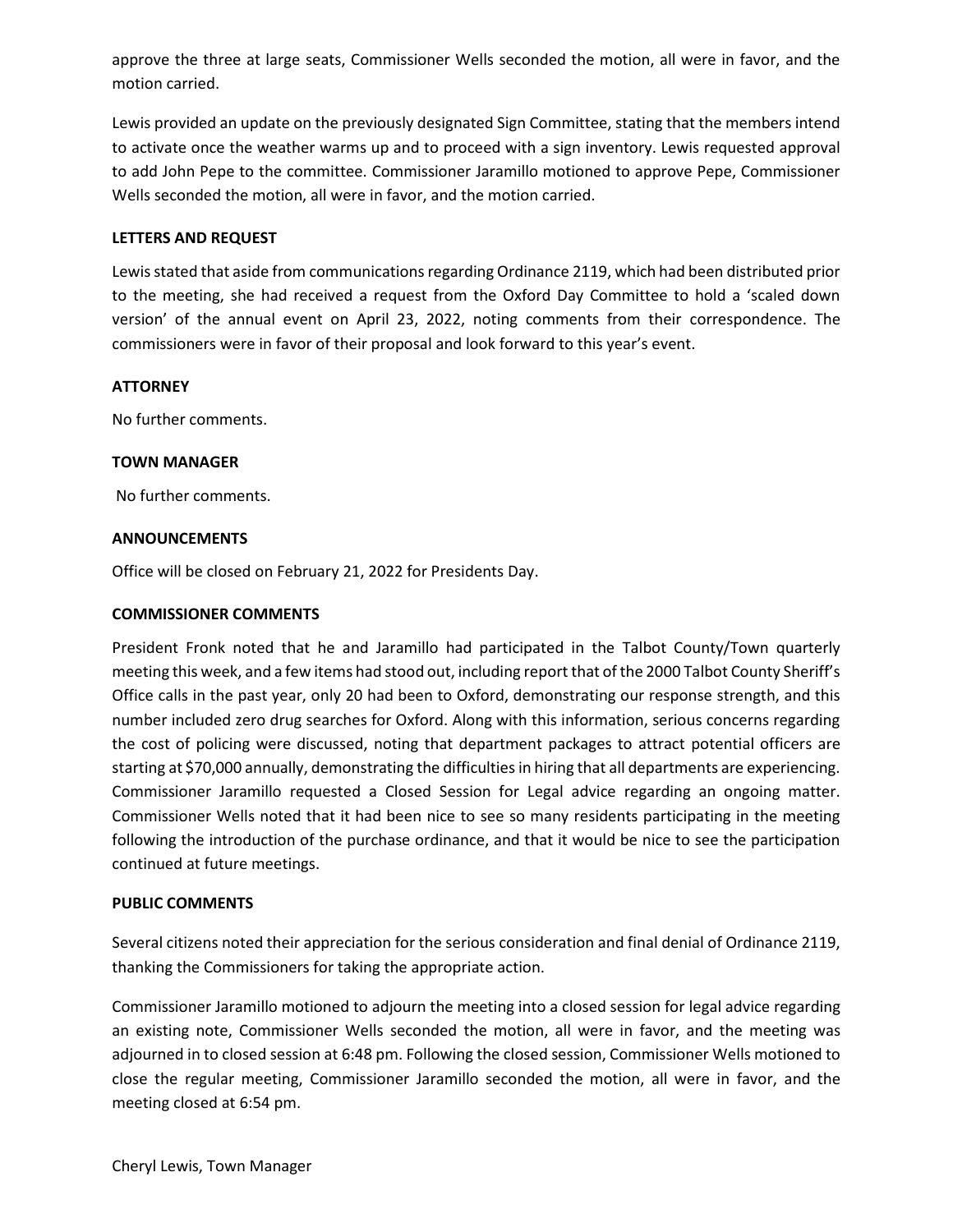approve the three at large seats, Commissioner Wells seconded the motion, all were in favor, and the motion carried.

Lewis provided an update on the previously designated Sign Committee, stating that the members intend to activate once the weather warms up and to proceed with a sign inventory. Lewis requested approval to add John Pepe to the committee. Commissioner Jaramillo motioned to approve Pepe, Commissioner Wells seconded the motion, all were in favor, and the motion carried.

**LETTERS AND REQUEST**

Lewis stated that aside from communications regarding Ordinance 2119, which had been distributed prior to the meeting, she had received a request from the Oxford Day Committee to hold a 'scaled down version' of the annual event on April 23, 2022, noting comments from their correspondence. The commissioners were in favor of their proposal and look forward to this year's event.

**ATTORNEY**

No further comments.

**TOWN MANAGER**

No further comments.

**ANNOUNCEMENTS**

Office will be closed on February 21, 2022 for Presidents Day.

**COMMISSIONER COMMENTS**

President Fronk noted that he and Jaramillo had participated in the Talbot County/Town quarterly meeting this week, and a few items had stood out, including report that of the 2000 Talbot County Sheriff's Office calls in the past year, only 20 had been to Oxford, demonstrating our response strength, and this number included zero drug searches for Oxford. Along with this information, serious concerns regarding the cost of policing were discussed, noting that department packages to attract potential officers are starting at $70,000 annually, demonstrating the difficulties in hiring that all departments are experiencing. Commissioner Jaramillo requested a Closed Session for Legal advice regarding an ongoing matter. Commissioner Wells noted that it had been nice to see so many residents participating in the meeting following the introduction of the purchase ordinance, and that it would be nice to see the participation continued at future meetings.

**PUBLIC COMMENTS**

Several citizens noted their appreciation for the serious consideration and final denial of Ordinance 2119, thanking the Commissioners for taking the appropriate action.

Commissioner Jaramillo motioned to adjourn the meeting into a closed session for legal advice regarding an existing note, Commissioner Wells seconded the motion, all were in favor, and the meeting was adjourned in to closed session at 6:48 pm. Following the closed session, Commissioner Wells motioned to close the regular meeting, Commissioner Jaramillo seconded the motion, all were in favor, and the meeting closed at 6:54 pm.

Cheryl Lewis, Town Manager